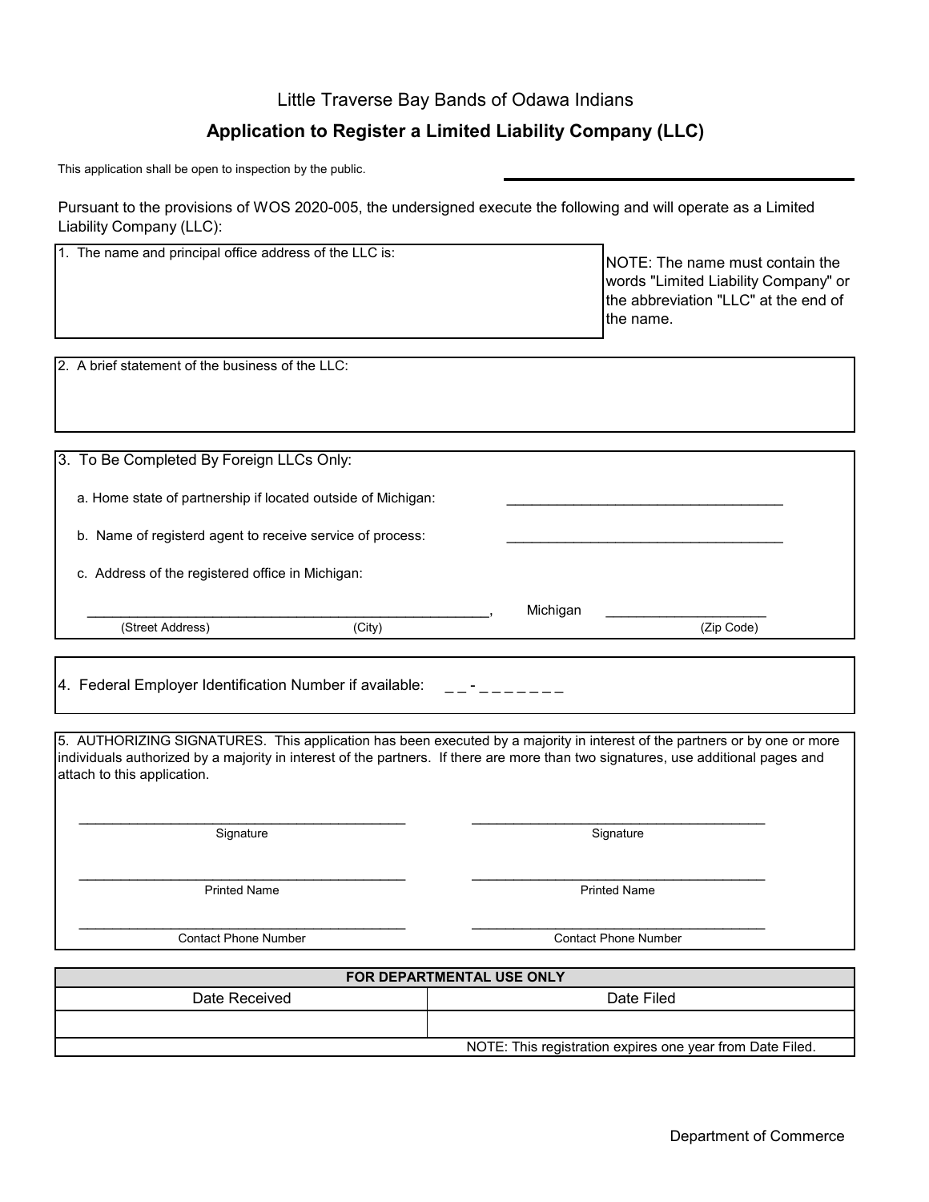Little Traverse Bay Bands of Odawa Indians

# Application to Register a Limited Liability Company (LLC)

This application shall be open to inspection by the public.

Pursuant to the provisions of WOS 2020-005, the undersigned execute the following and will operate as a Limited Liability Company (LLC):

1. The name and principal office address of the LLC is:

NOTE: The name must contain the words "Limited Liability Company" or the abbreviation "LLC" at the end of the name.

2. A brief statement of the business of the LLC:

3. To Be Completed By Foreign LLCs Only:

   a. Home state of partnership if located outside of Michigan: ____________________________________

   b. Name of registerd agent to receive service of process: ____________________________________

   c. Address of the registered office in Michigan:

   ____________________________________________________, Michigan ____________________

   (Street Address) (City) (Zip Code)

4. Federal Employer Identification Number if available: _ _ - _ _ _ _ _ _ _

5. AUTHORIZING SIGNATURES. This application has been executed by a majority in interest of the partners or by one or more individuals authorized by a majority in interest of the partners. If there are more than two signatures, use additional pages and attach to this application.

| | |
|---|---|
| ________________________________ | ________________________________ |
| Signature | Signature |
| ________________________________ | ________________________________ |
| Printed Name | Printed Name |
| ________________________________ | ________________________________ |
| Contact Phone Number | Contact Phone Number |

| **FOR DEPARTMENTAL USE ONLY** | |
|---|---|
| Date Received | Date Filed |
| | |
| | NOTE: This registration expires one year from Date Filed. |

Department of Commerce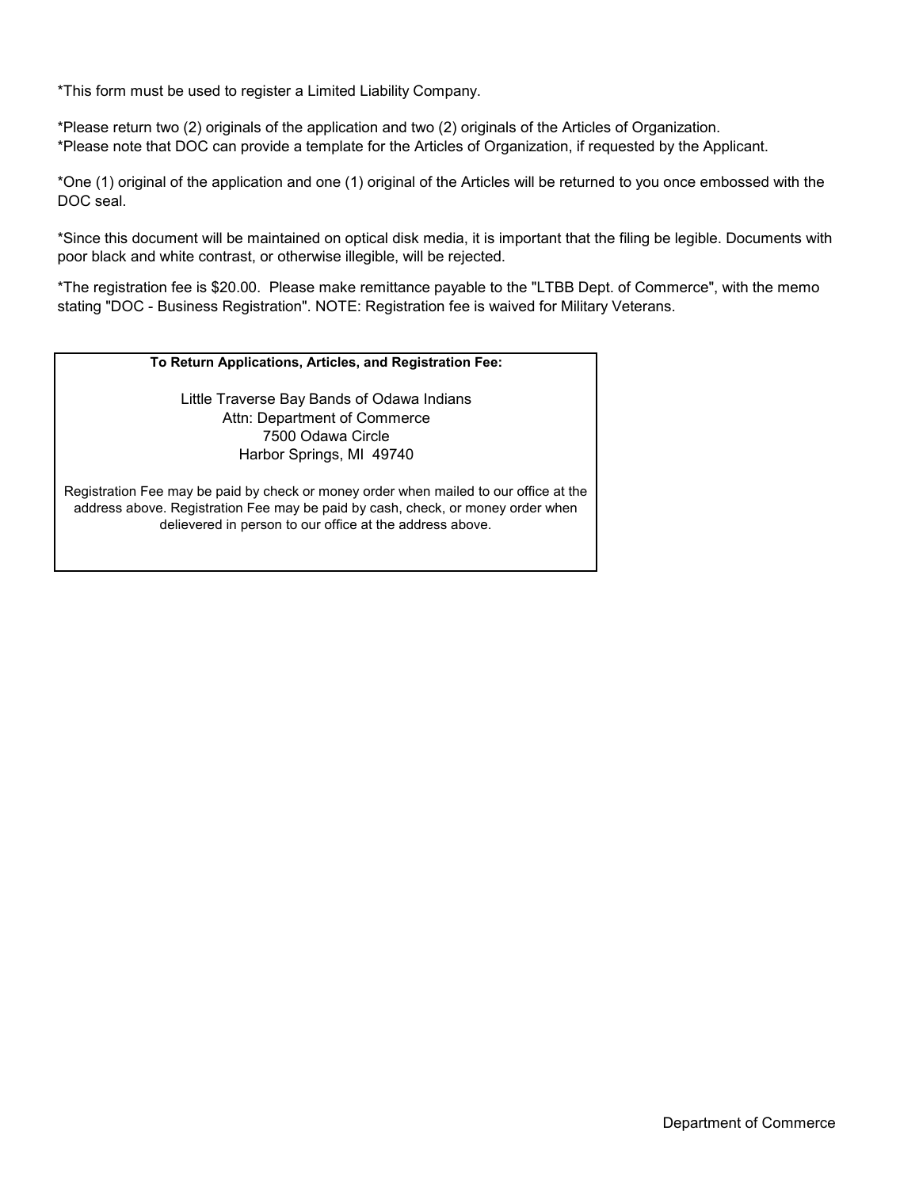*This form must be used to register a Limited Liability Company.

*Please return two (2) originals of the application and two (2) originals of the Articles of Organization.
*Please note that DOC can provide a template for the Articles of Organization, if requested by the Applicant.

*One (1) original of the application and one (1) original of the Articles will be returned to you once embossed with the DOC seal.

*Since this document will be maintained on optical disk media, it is important that the filing be legible. Documents with poor black and white contrast, or otherwise illegible, will be rejected.

*The registration fee is $20.00. Please make remittance payable to the "LTBB Dept. of Commerce", with the memo stating "DOC - Business Registration". NOTE: Registration fee is waived for Military Veterans.

**To Return Applications, Articles, and Registration Fee:**

Little Traverse Bay Bands of Odawa Indians
Attn: Department of Commerce
7500 Odawa Circle
Harbor Springs, MI 49740

Registration Fee may be paid by check or money order when mailed to our office at the address above. Registration Fee may be paid by cash, check, or money order when delievered in person to our office at the address above.